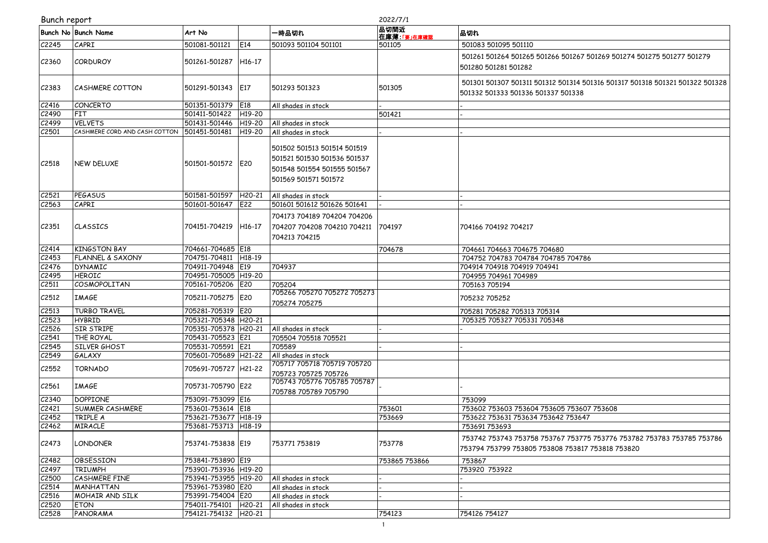Bunch report

2022/7/1

| Bunch No | Bunch Name | Art No | | 一時品切れ | 品切間近 在庫薄:「要」在庫確認 | 品切れ |
|---|---|---|---|---|---|---|
| C2245 | CAPRI | 501081-501121 | E14 | 501093 501104 501101 | 501105 | 501083 501095 501110 |
| C2360 | CORDUROY | 501261-501287 | H16-17 | | | 501261 501264 501265 501266 501267 501269 501274 501275 501277 501279 501280 501281 501282 |
| C2383 | CASHMERE COTTON | 501291-501343 | E17 | 501293 501323 | 501305 | 501301 501307 501311 501312 501314 501316 501317 501318 501321 501322 501328 501332 501333 501336 501337 501338 |
| C2416 | CONCERTO | 501351-501379 | E18 | All shades in stock | - | - |
| C2490 | FIT | 501411-501422 | H19-20 | | 501421 | - |
| C2499 | VELVETS | 501431-501446 | H19-20 | All shades in stock | | |
| C2501 | CASHMERE CORD AND CASH COTTON | 501451-501481 | H19-20 | All shades in stock | - | - |
| C2518 | NEW DELUXE | 501501-501572 | E20 | 501502 501513 501514 501519 501521 501530 501536 501537 501548 501554 501555 501567 501569 501571 501572 | | |
| C2521 | PEGASUS | 501581-501597 | H20-21 | All shades in stock | - | - |
| C2563 | CAPRI | 501601-501647 | E22 | 501601 501612 501626 501641 | - | - |
| C2351 | CLASSICS | 704151-704219 | H16-17 | 704173 704189 704204 704206 704207 704208 704210 704211 704213 704215 | 704197 | 704166 704192 704217 |
| C2414 | KINGSTON BAY | 704661-704685 | E18 | | 704678 | 704661 704663 704675 704680 |
| C2453 | FLANNEL & SAXONY | 704751-704811 | H18-19 | | | 704752 704783 704784 704785 704786 |
| C2476 | DYNAMIC | 704911-704948 | E19 | 704937 | | 704914 704918 704919 704941 |
| C2495 | HEROIC | 704951-705005 | H19-20 | | | 704955 704961 704989 |
| C2511 | COSMOPOLITAN | 705161-705206 | E20 | 705204 | | 705163 705194 |
| C2512 | IMAGE | 705211-705275 | E20 | 705266 705270 705272 705273 705274 705275 | | 705232 705252 |
| C2513 | TURBO TRAVEL | 705281-705319 | E20 | | | 705281 705282 705313 705314 |
| C2523 | HYBRID | 705321-705348 | H20-21 | | | 705325 705327 705331 705348 |
| C2526 | SIR STRIPE | 705351-705378 | H20-21 | All shades in stock | - | - |
| C2541 | THE ROYAL | 705431-705523 | E21 | 705504 705518 705521 | | |
| C2545 | SILVER GHOST | 705531-705591 | E21 | 705589 | - | - |
| C2549 | GALAXY | 705601-705689 | H21-22 | All shades in stock | | |
| C2552 | TORNADO | 705691-705727 | H21-22 | 705717 705718 705719 705720 705723 705725 705726 | | |
| C2561 | IMAGE | 705731-705790 | E22 | 705743 705776 705785 705787 705788 705789 705790 | - | - |
| C2340 | DOPPIONE | 753091-753099 | E16 | | | 753099 |
| C2421 | SUMMER CASHMERE | 753601-753614 | E18 | | 753601 | 753602 753603 753604 753605 753607 753608 |
| C2452 | TRIPLE A | 753621-753677 | H18-19 | | 753669 | 753622 753631 753634 753642 753647 |
| C2462 | MIRACLE | 753681-753713 | H18-19 | | | 753691 753693 |
| C2473 | LONDONER | 753741-753838 | E19 | 753771 753819 | 753778 | 753742 753743 753758 753767 753775 753776 753782 753783 753785 753786 753794 753799 753805 753808 753817 753818 753820 |
| C2482 | OBSESSION | 753841-753890 | E19 | | 753865 753866 | 753867 |
| C2497 | TRIUMPH | 753901-753936 | H19-20 | | | 753920 753922 |
| C2500 | CASHMERE FINE | 753941-753955 | H19-20 | All shades in stock | - | - |
| C2514 | MANHATTAN | 753961-753980 | E20 | All shades in stock | - | - |
| C2516 | MOHAIR AND SILK | 753991-754004 | E20 | All shades in stock | - | - |
| C2520 | ETON | 754011-754101 | H20-21 | All shades in stock | | |
| C2528 | PANORAMA | 754121-754132 | H20-21 | | 754123 | 754126 754127 |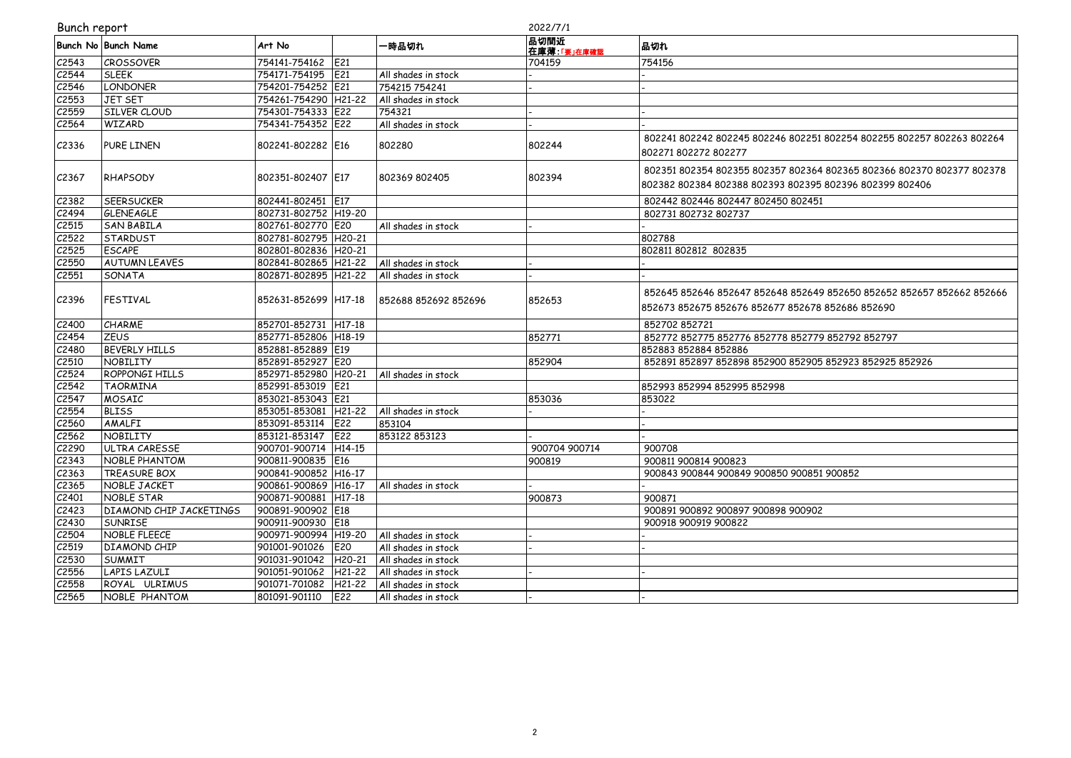Bunch report

2022/7/1

| Bunch No | Bunch Name | Art No | | 一時品切れ | 品切間近 在庫薄:「要」在庫確認 | 品切れ |
|---|---|---|---|---|---|---|
| C2543 | CROSSOVER | 754141-754162 | E21 | | 704159 | 754156 |
| C2544 | SLEEK | 754171-754195 | E21 | All shades in stock | - | - |
| C2546 | LONDONER | 754201-754252 | E21 | 754215 754241 | - | - |
| C2553 | JET SET | 754261-754290 | H21-22 | All shades in stock | | |
| C2559 | SILVER CLOUD | 754301-754333 | E22 | 754321 | - | - |
| C2564 | WIZARD | 754341-754352 | E22 | All shades in stock | - | - |
| C2336 | PURE LINEN | 802241-802282 | E16 | 802280 | 802244 | 802241 802242 802245 802246 802251 802254 802255 802257 802263 802264 802271 802272 802277 |
| C2367 | RHAPSODY | 802351-802407 | E17 | 802369 802405 | 802394 | 802351 802354 802355 802357 802364 802365 802366 802370 802377 802378 802382 802384 802388 802393 802395 802396 802399 802406 |
| C2382 | SEERSUCKER | 802441-802451 | E17 | | | 802442 802446 802447 802450 802451 |
| C2494 | GLENEAGLE | 802731-802752 | H19-20 | | | 802731 802732 802737 |
| C2515 | SAN BABILA | 802761-802770 | E20 | All shades in stock | - | - |
| C2522 | STARDUST | 802781-802795 | H20-21 | | | 802788 |
| C2525 | ESCAPE | 802801-802836 | H20-21 | | | 802811 802812 802835 |
| C2550 | AUTUMN LEAVES | 802841-802865 | H21-22 | All shades in stock | - | - |
| C2551 | SONATA | 802871-802895 | H21-22 | All shades in stock | - | - |
| C2396 | FESTIVAL | 852631-852699 | H17-18 | 852688 852692 852696 | 852653 | 852645 852646 852647 852648 852649 852650 852652 852657 852662 852666 852673 852675 852676 852677 852678 852686 852690 |
| C2400 | CHARME | 852701-852731 | H17-18 | | | 852702 852721 |
| C2454 | ZEUS | 852771-852806 | H18-19 | | 852771 | 852772 852775 852776 852778 852779 852792 852797 |
| C2480 | BEVERLY HILLS | 852881-852889 | E19 | | | 852883 852884 852886 |
| C2510 | NOBILITY | 852891-852927 | E20 | | 852904 | 852891 852897 852898 852900 852905 852923 852925 852926 |
| C2524 | ROPPONGI HILLS | 852971-852980 | H20-21 | All shades in stock | | |
| C2542 | TAORMINA | 852991-853019 | E21 | | | 852993 852994 852995 852998 |
| C2547 | MOSAIC | 853021-853043 | E21 | | 853036 | 853022 |
| C2554 | BLISS | 853051-853081 | H21-22 | All shades in stock | - | - |
| C2560 | AMALFI | 853091-853114 | E22 | 853104 | | - |
| C2562 | NOBILITY | 853121-853147 | E22 | 853122 853123 | - | - |
| C2290 | ULTRA CARESSE | 900701-900714 | H14-15 | | 900704 900714 | 900708 |
| C2343 | NOBLE PHANTOM | 900811-900835 | E16 | | 900819 | 900811 900814 900823 |
| C2363 | TREASURE BOX | 900841-900852 | H16-17 | | | 900843 900844 900849 900850 900851 900852 |
| C2365 | NOBLE JACKET | 900861-900869 | H16-17 | All shades in stock | - | - |
| C2401 | NOBLE STAR | 900871-900881 | H17-18 | | 900873 | 900871 |
| C2423 | DIAMOND CHIP JACKETINGS | 900891-900902 | E18 | | | 900891 900892 900897 900898 900902 |
| C2430 | SUNRISE | 900911-900930 | E18 | | | 900918 900919 900822 |
| C2504 | NOBLE FLEECE | 900971-900994 | H19-20 | All shades in stock | - | - |
| C2519 | DIAMOND CHIP | 901001-901026 | E20 | All shades in stock | - | - |
| C2530 | SUMMIT | 901031-901042 | H20-21 | All shades in stock | | |
| C2556 | LAPIS LAZULI | 901051-901062 | H21-22 | All shades in stock | - | - |
| C2558 | ROYAL ULRIMUS | 901071-701082 | H21-22 | All shades in stock | | |
| C2565 | NOBLE PHANTOM | 801091-901110 | E22 | All shades in stock | - | - |